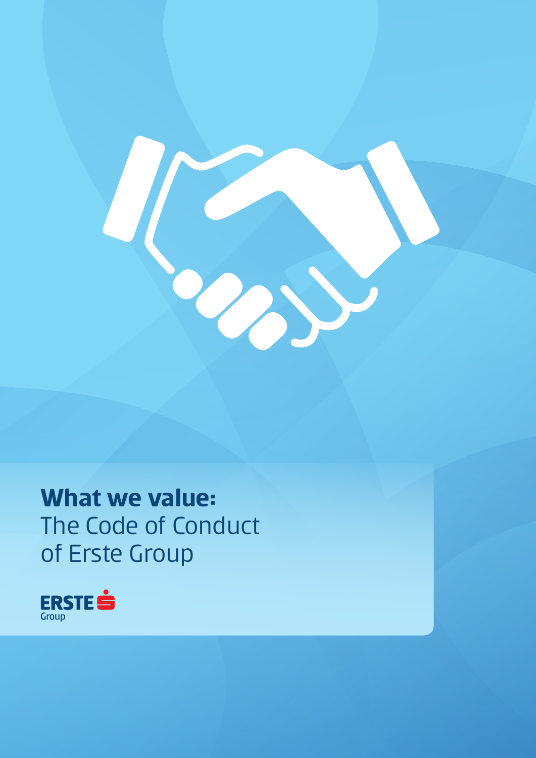# **What we value:** The Code of Conduct of Erste Group

ERSTE Group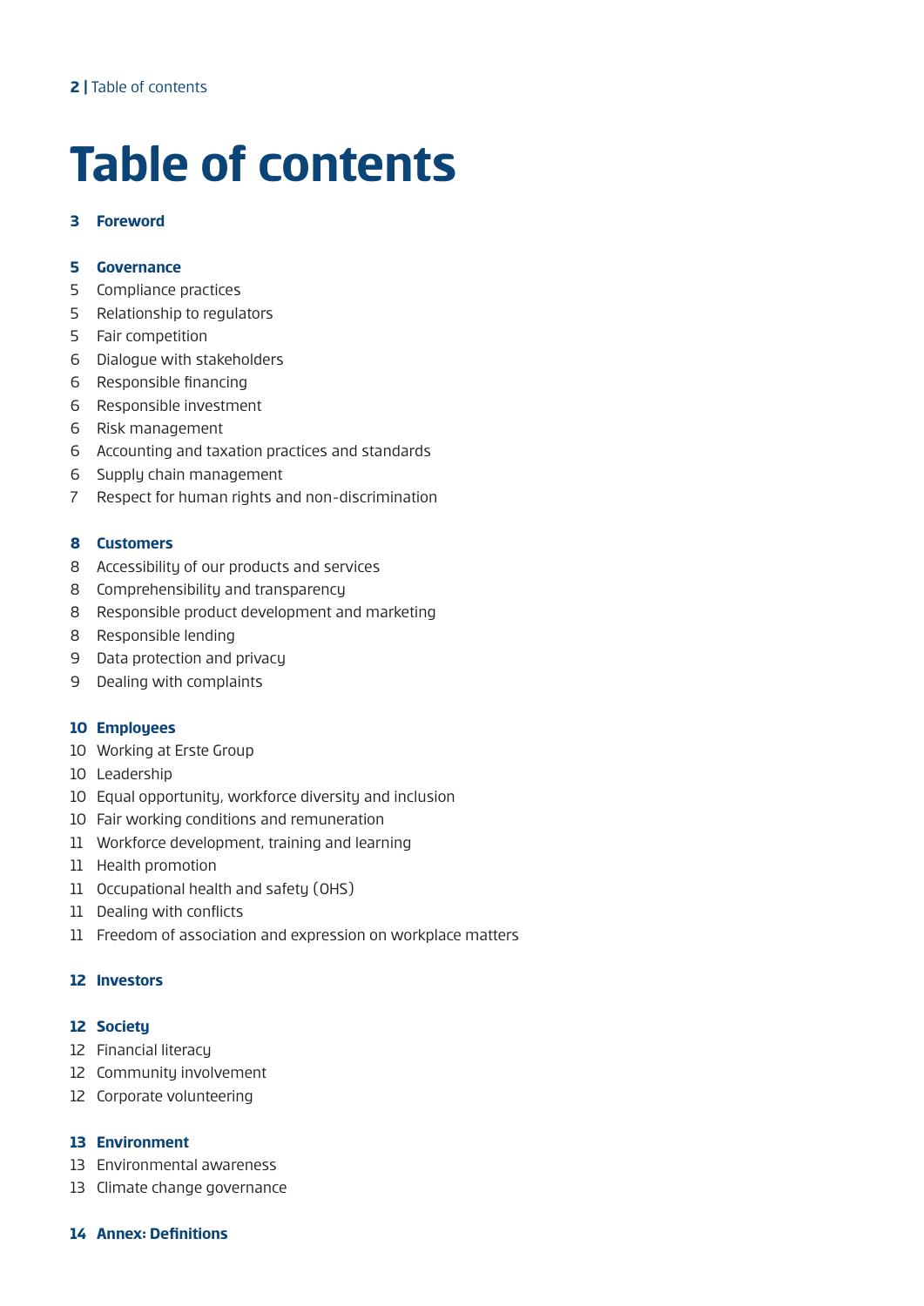# Table of contents

**3 Foreword**

**5 Governance**
- 5 Compliance practices
- 5 Relationship to regulators
- 5 Fair competition
- 6 Dialogue with stakeholders
- 6 Responsible financing
- 6 Responsible investment
- 6 Risk management
- 6 Accounting and taxation practices and standards
- 6 Supply chain management
- 7 Respect for human rights and non-discrimination

**8 Customers**
- 8 Accessibility of our products and services
- 8 Comprehensibility and transparency
- 8 Responsible product development and marketing
- 8 Responsible lending
- 9 Data protection and privacy
- 9 Dealing with complaints

**10 Employees**
- 10 Working at Erste Group
- 10 Leadership
- 10 Equal opportunity, workforce diversity and inclusion
- 10 Fair working conditions and remuneration
- 11 Workforce development, training and learning
- 11 Health promotion
- 11 Occupational health and safety (OHS)
- 11 Dealing with conflicts
- 11 Freedom of association and expression on workplace matters

**12 Investors**

**12 Society**
- 12 Financial literacy
- 12 Community involvement
- 12 Corporate volunteering

**13 Environment**
- 13 Environmental awareness
- 13 Climate change governance

**14 Annex: Definitions**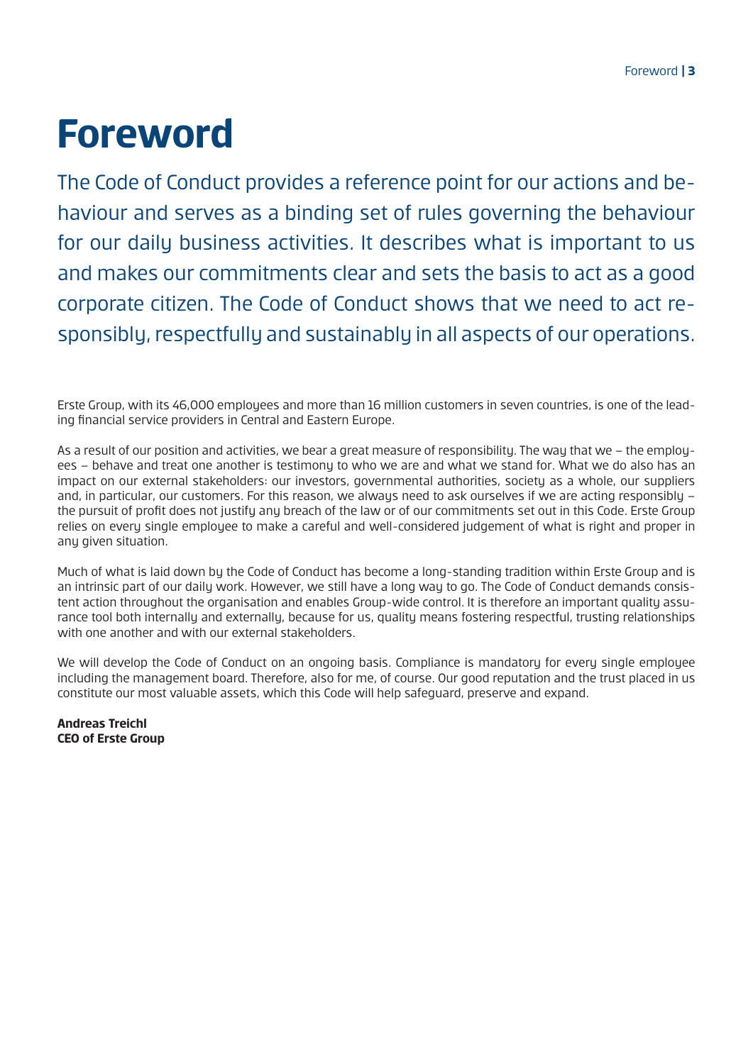# Foreword

The Code of Conduct provides a reference point for our actions and behaviour and serves as a binding set of rules governing the behaviour for our daily business activities. It describes what is important to us and makes our commitments clear and sets the basis to act as a good corporate citizen. The Code of Conduct shows that we need to act responsibly, respectfully and sustainably in all aspects of our operations.

Erste Group, with its 46,000 employees and more than 16 million customers in seven countries, is one of the leading financial service providers in Central and Eastern Europe.

As a result of our position and activities, we bear a great measure of responsibility. The way that we – the employees – behave and treat one another is testimony to who we are and what we stand for. What we do also has an impact on our external stakeholders: our investors, governmental authorities, society as a whole, our suppliers and, in particular, our customers. For this reason, we always need to ask ourselves if we are acting responsibly – the pursuit of profit does not justify any breach of the law or of our commitments set out in this Code. Erste Group relies on every single employee to make a careful and well-considered judgement of what is right and proper in any given situation.

Much of what is laid down by the Code of Conduct has become a long-standing tradition within Erste Group and is an intrinsic part of our daily work. However, we still have a long way to go. The Code of Conduct demands consistent action throughout the organisation and enables Group-wide control. It is therefore an important quality assurance tool both internally and externally, because for us, quality means fostering respectful, trusting relationships with one another and with our external stakeholders.

We will develop the Code of Conduct on an ongoing basis. Compliance is mandatory for every single employee including the management board. Therefore, also for me, of course. Our good reputation and the trust placed in us constitute our most valuable assets, which this Code will help safeguard, preserve and expand.

**Andreas Treichl**
**CEO of Erste Group**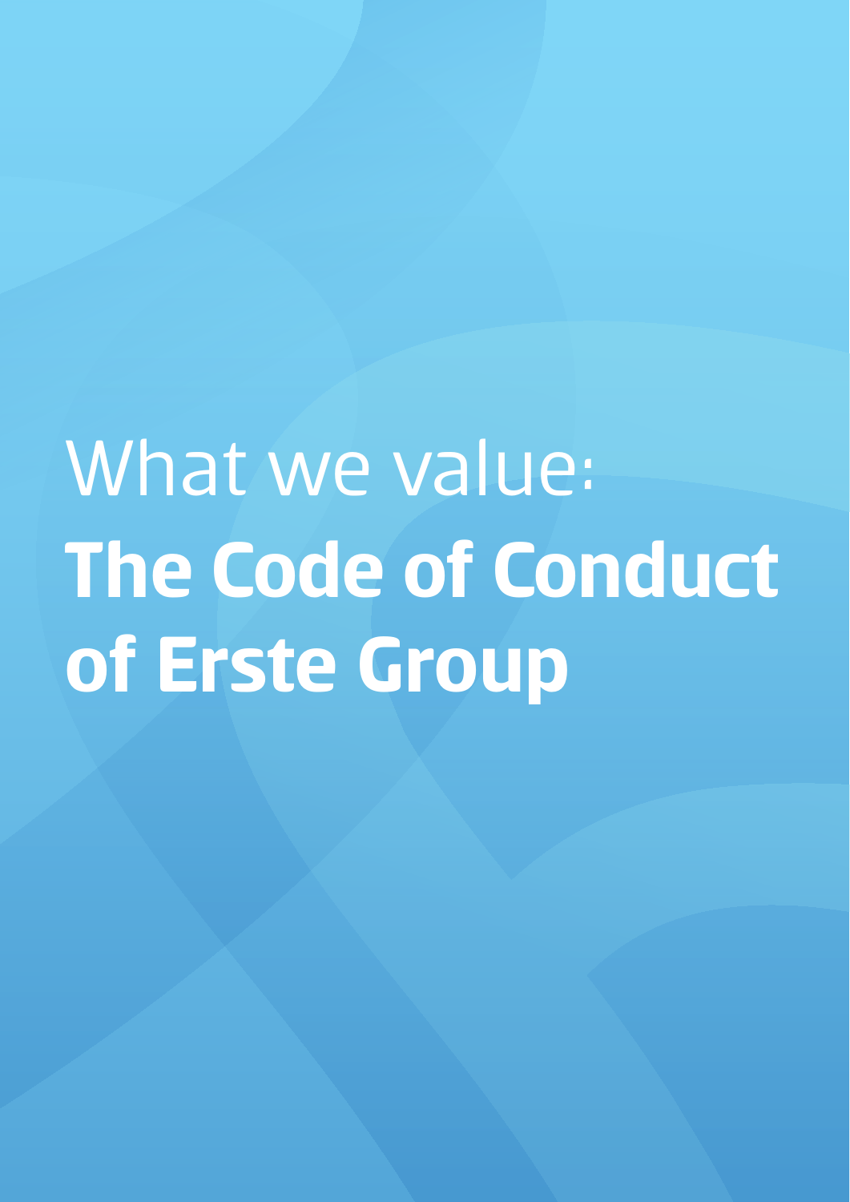# What we value: **The Code of Conduct of Erste Group**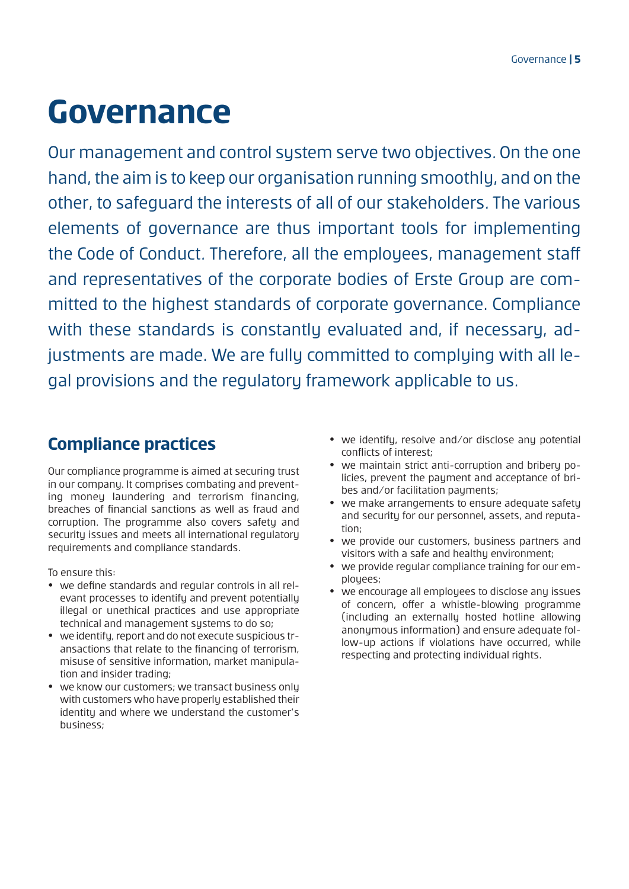# Governance

Our management and control system serve two objectives. On the one hand, the aim is to keep our organisation running smoothly, and on the other, to safeguard the interests of all of our stakeholders. The various elements of governance are thus important tools for implementing the Code of Conduct. Therefore, all the employees, management staff and representatives of the corporate bodies of Erste Group are committed to the highest standards of corporate governance. Compliance with these standards is constantly evaluated and, if necessary, adjustments are made. We are fully committed to complying with all legal provisions and the regulatory framework applicable to us.

## Compliance practices

Our compliance programme is aimed at securing trust in our company. It comprises combating and preventing money laundering and terrorism financing, breaches of financial sanctions as well as fraud and corruption. The programme also covers safety and security issues and meets all international regulatory requirements and compliance standards.

To ensure this:

- we define standards and regular controls in all relevant processes to identify and prevent potentially illegal or unethical practices and use appropriate technical and management systems to do so;
- we identify, report and do not execute suspicious transactions that relate to the financing of terrorism, misuse of sensitive information, market manipulation and insider trading;
- we know our customers; we transact business only with customers who have properly established their identity and where we understand the customer's business;
- we identify, resolve and/or disclose any potential conflicts of interest;
- we maintain strict anti-corruption and bribery policies, prevent the payment and acceptance of bribes and/or facilitation payments;
- we make arrangements to ensure adequate safety and security for our personnel, assets, and reputation;
- we provide our customers, business partners and visitors with a safe and healthy environment;
- we provide regular compliance training for our employees;
- we encourage all employees to disclose any issues of concern, offer a whistle-blowing programme (including an externally hosted hotline allowing anonymous information) and ensure adequate follow-up actions if violations have occurred, while respecting and protecting individual rights.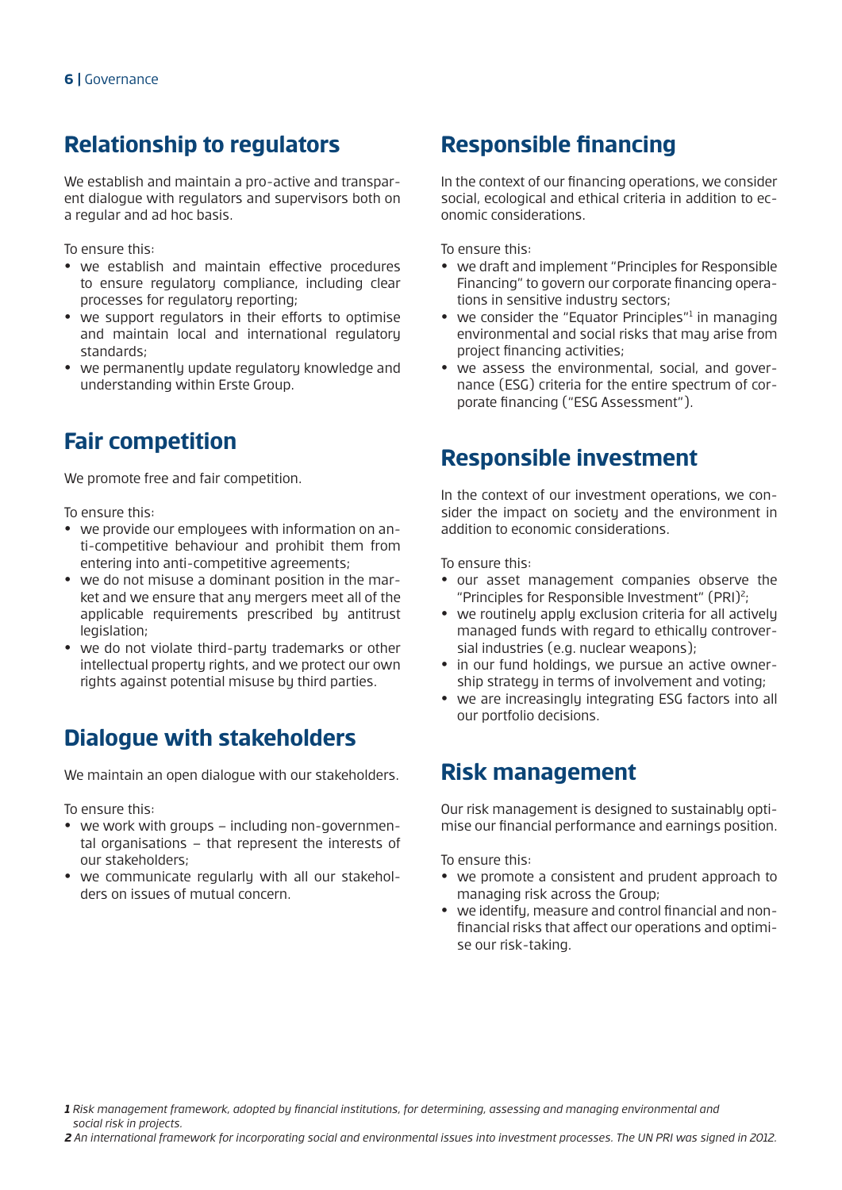## Relationship to regulators

We establish and maintain a pro-active and transparent dialogue with regulators and supervisors both on a regular and ad hoc basis.

To ensure this:

- we establish and maintain effective procedures to ensure regulatory compliance, including clear processes for regulatory reporting;
- we support regulators in their efforts to optimise and maintain local and international regulatory standards;
- we permanently update regulatory knowledge and understanding within Erste Group.

## Fair competition

We promote free and fair competition.

To ensure this:

- we provide our employees with information on anti-competitive behaviour and prohibit them from entering into anti-competitive agreements;
- we do not misuse a dominant position in the market and we ensure that any mergers meet all of the applicable requirements prescribed by antitrust legislation;
- we do not violate third-party trademarks or other intellectual property rights, and we protect our own rights against potential misuse by third parties.

## Dialogue with stakeholders

We maintain an open dialogue with our stakeholders.

To ensure this:

- we work with groups – including non-governmental organisations – that represent the interests of our stakeholders;
- we communicate regularly with all our stakeholders on issues of mutual concern.

## Responsible financing

In the context of our financing operations, we consider social, ecological and ethical criteria in addition to economic considerations.

To ensure this:

- we draft and implement "Principles for Responsible Financing" to govern our corporate financing operations in sensitive industry sectors;
- we consider the "Equator Principles"[1] in managing environmental and social risks that may arise from project financing activities;
- we assess the environmental, social, and governance (ESG) criteria for the entire spectrum of corporate financing ("ESG Assessment").

## Responsible investment

In the context of our investment operations, we consider the impact on society and the environment in addition to economic considerations.

To ensure this:

- our asset management companies observe the "Principles for Responsible Investment" (PRI)[2];
- we routinely apply exclusion criteria for all actively managed funds with regard to ethically controversial industries (e.g. nuclear weapons);
- in our fund holdings, we pursue an active ownership strategy in terms of involvement and voting;
- we are increasingly integrating ESG factors into all our portfolio decisions.

## Risk management

Our risk management is designed to sustainably optimise our financial performance and earnings position.

To ensure this:

- we promote a consistent and prudent approach to managing risk across the Group;
- we identify, measure and control financial and non-financial risks that affect our operations and optimise our risk-taking.

*1 Risk management framework, adopted by financial institutions, for determining, assessing and managing environmental and social risk in projects.*

*2 An international framework for incorporating social and environmental issues into investment processes. The UN PRI was signed in 2012.*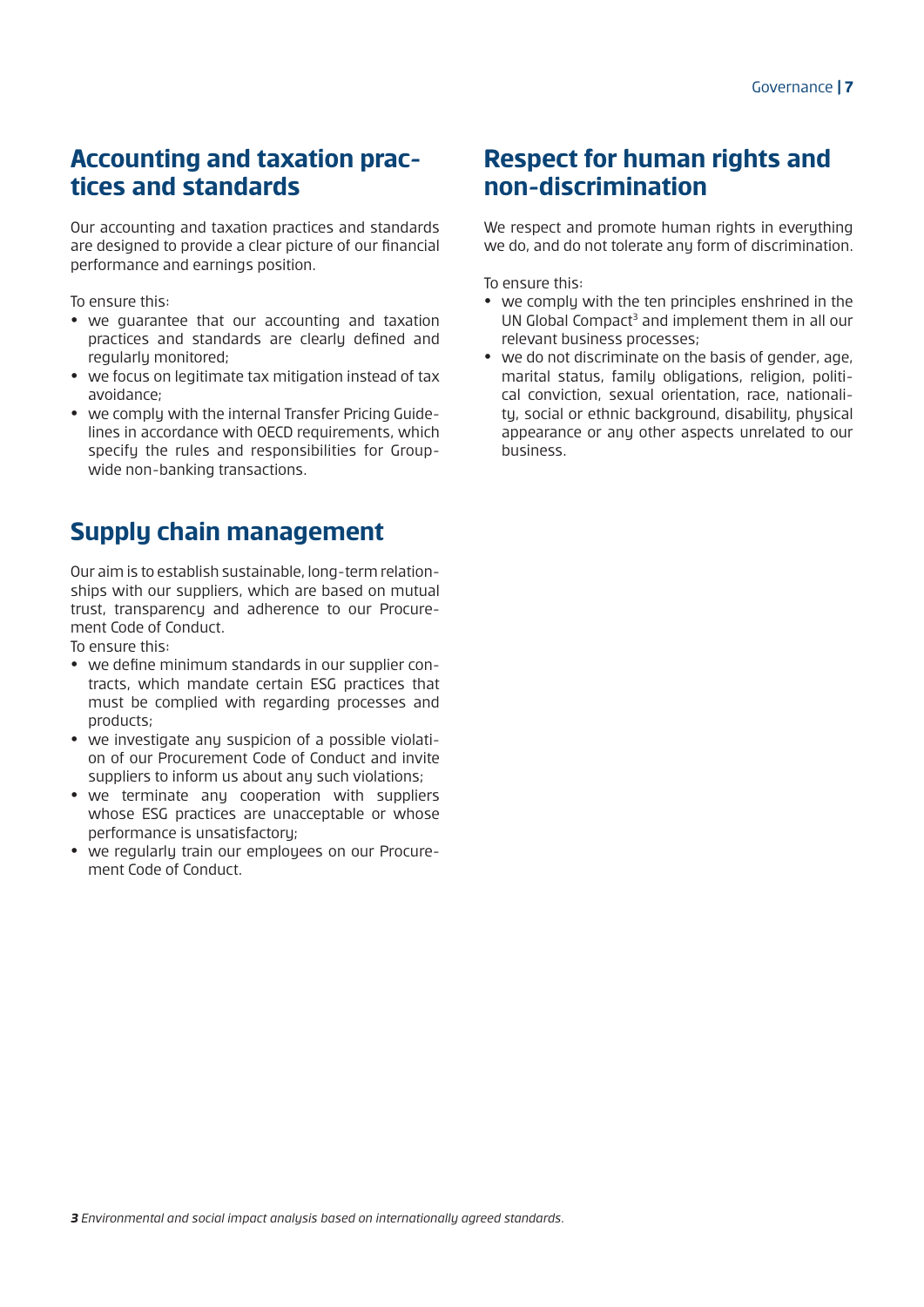## Accounting and taxation practices and standards

Our accounting and taxation practices and standards are designed to provide a clear picture of our financial performance and earnings position.

To ensure this:

- we guarantee that our accounting and taxation practices and standards are clearly defined and regularly monitored;
- we focus on legitimate tax mitigation instead of tax avoidance;
- we comply with the internal Transfer Pricing Guidelines in accordance with OECD requirements, which specify the rules and responsibilities for Group-wide non-banking transactions.

## Supply chain management

Our aim is to establish sustainable, long-term relationships with our suppliers, which are based on mutual trust, transparency and adherence to our Procurement Code of Conduct.

To ensure this:

- we define minimum standards in our supplier contracts, which mandate certain ESG practices that must be complied with regarding processes and products;
- we investigate any suspicion of a possible violation of our Procurement Code of Conduct and invite suppliers to inform us about any such violations;
- we terminate any cooperation with suppliers whose ESG practices are unacceptable or whose performance is unsatisfactory;
- we regularly train our employees on our Procurement Code of Conduct.

## Respect for human rights and non-discrimination

We respect and promote human rights in everything we do, and do not tolerate any form of discrimination.

To ensure this:

- we comply with the ten principles enshrined in the UN Global Compact[3] and implement them in all our relevant business processes;
- we do not discriminate on the basis of gender, age, marital status, family obligations, religion, political conviction, sexual orientation, race, nationality, social or ethnic background, disability, physical appearance or any other aspects unrelated to our business.

***3*** *Environmental and social impact analysis based on internationally agreed standards.*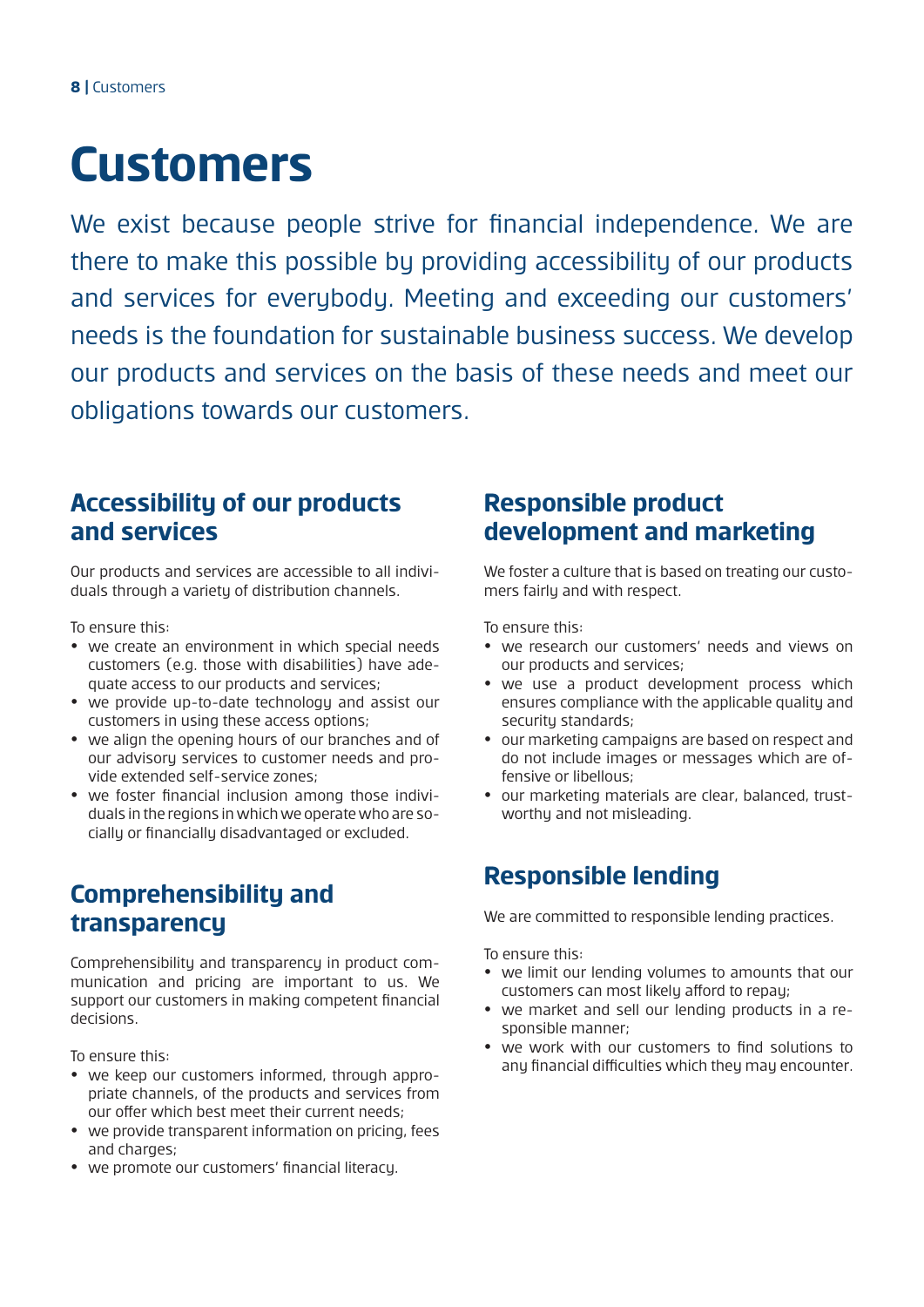# Customers

We exist because people strive for financial independence. We are there to make this possible by providing accessibility of our products and services for everybody. Meeting and exceeding our customers' needs is the foundation for sustainable business success. We develop our products and services on the basis of these needs and meet our obligations towards our customers.

## Accessibility of our products and services

Our products and services are accessible to all individuals through a variety of distribution channels.

To ensure this:

- we create an environment in which special needs customers (e.g. those with disabilities) have adequate access to our products and services;
- we provide up-to-date technology and assist our customers in using these access options;
- we align the opening hours of our branches and of our advisory services to customer needs and provide extended self-service zones;
- we foster financial inclusion among those individuals in the regions in which we operate who are socially or financially disadvantaged or excluded.

## Comprehensibility and transparency

Comprehensibility and transparency in product communication and pricing are important to us. We support our customers in making competent financial decisions.

To ensure this:

- we keep our customers informed, through appropriate channels, of the products and services from our offer which best meet their current needs;
- we provide transparent information on pricing, fees and charges;
- we promote our customers' financial literacy.

## Responsible product development and marketing

We foster a culture that is based on treating our customers fairly and with respect.

To ensure this:

- we research our customers' needs and views on our products and services;
- we use a product development process which ensures compliance with the applicable quality and security standards;
- our marketing campaigns are based on respect and do not include images or messages which are offensive or libellous;
- our marketing materials are clear, balanced, trustworthy and not misleading.

## Responsible lending

We are committed to responsible lending practices.

To ensure this:

- we limit our lending volumes to amounts that our customers can most likely afford to repay;
- we market and sell our lending products in a responsible manner;
- we work with our customers to find solutions to any financial difficulties which they may encounter.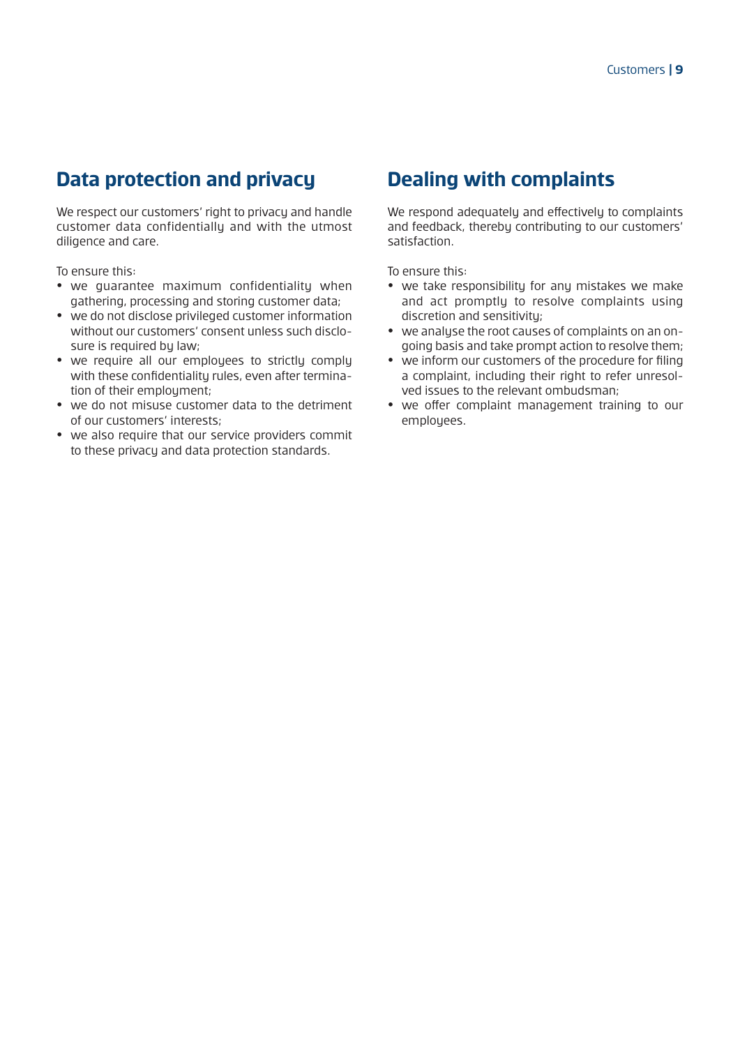## Data protection and privacy

We respect our customers' right to privacy and handle customer data confidentially and with the utmost diligence and care.

To ensure this:

- we guarantee maximum confidentiality when gathering, processing and storing customer data;
- we do not disclose privileged customer information without our customers' consent unless such disclosure is required by law;
- we require all our employees to strictly comply with these confidentiality rules, even after termination of their employment;
- we do not misuse customer data to the detriment of our customers' interests;
- we also require that our service providers commit to these privacy and data protection standards.

## Dealing with complaints

We respond adequately and effectively to complaints and feedback, thereby contributing to our customers' satisfaction.

To ensure this:

- we take responsibility for any mistakes we make and act promptly to resolve complaints using discretion and sensitivity;
- we analyse the root causes of complaints on an ongoing basis and take prompt action to resolve them;
- we inform our customers of the procedure for filing a complaint, including their right to refer unresolved issues to the relevant ombudsman;
- we offer complaint management training to our employees.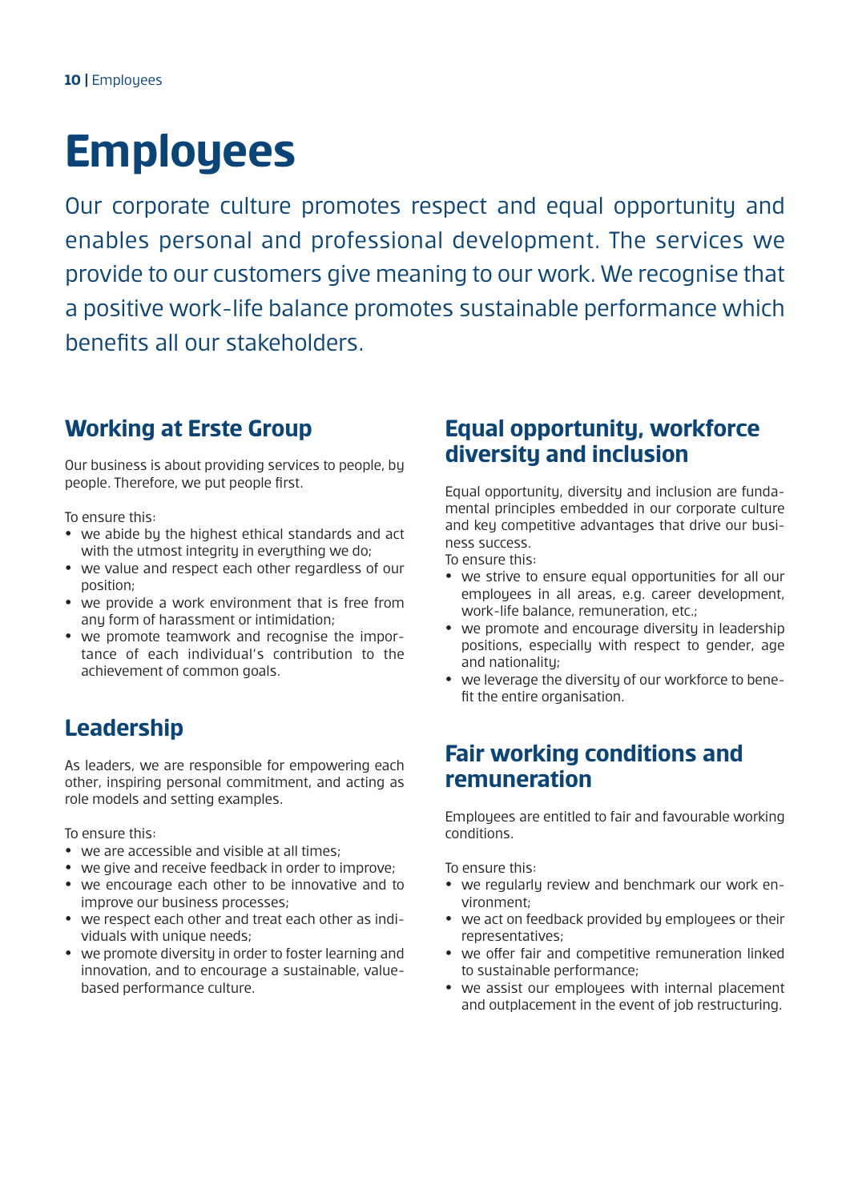# Employees

Our corporate culture promotes respect and equal opportunity and enables personal and professional development. The services we provide to our customers give meaning to our work. We recognise that a positive work-life balance promotes sustainable performance which benefits all our stakeholders.

## Working at Erste Group

Our business is about providing services to people, by people. Therefore, we put people first.

To ensure this:

- we abide by the highest ethical standards and act with the utmost integrity in everything we do;
- we value and respect each other regardless of our position;
- we provide a work environment that is free from any form of harassment or intimidation;
- we promote teamwork and recognise the importance of each individual's contribution to the achievement of common goals.

## Leadership

As leaders, we are responsible for empowering each other, inspiring personal commitment, and acting as role models and setting examples.

To ensure this:

- we are accessible and visible at all times;
- we give and receive feedback in order to improve;
- we encourage each other to be innovative and to improve our business processes;
- we respect each other and treat each other as individuals with unique needs;
- we promote diversity in order to foster learning and innovation, and to encourage a sustainable, value-based performance culture.

## Equal opportunity, workforce diversity and inclusion

Equal opportunity, diversity and inclusion are fundamental principles embedded in our corporate culture and key competitive advantages that drive our business success.

To ensure this:

- we strive to ensure equal opportunities for all our employees in all areas, e.g. career development, work-life balance, remuneration, etc.;
- we promote and encourage diversity in leadership positions, especially with respect to gender, age and nationality;
- we leverage the diversity of our workforce to benefit the entire organisation.

## Fair working conditions and remuneration

Employees are entitled to fair and favourable working conditions.

To ensure this:

- we regularly review and benchmark our work environment;
- we act on feedback provided by employees or their representatives;
- we offer fair and competitive remuneration linked to sustainable performance;
- we assist our employees with internal placement and outplacement in the event of job restructuring.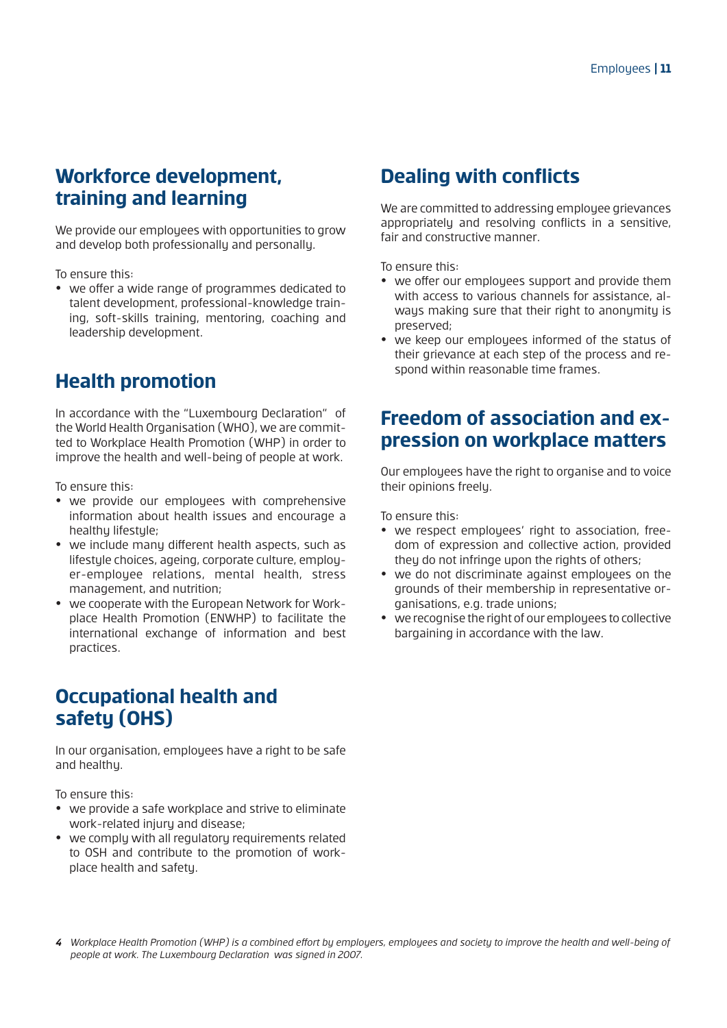## Workforce development, training and learning

We provide our employees with opportunities to grow and develop both professionally and personally.

To ensure this:

- we offer a wide range of programmes dedicated to talent development, professional-knowledge training, soft-skills training, mentoring, coaching and leadership development.

## Health promotion

In accordance with the "Luxembourg Declaration" of the World Health Organisation (WHO), we are committed to Workplace Health Promotion (WHP) in order to improve the health and well-being of people at work.

To ensure this:

- we provide our employees with comprehensive information about health issues and encourage a healthy lifestyle;
- we include many different health aspects, such as lifestyle choices, ageing, corporate culture, employer-employee relations, mental health, stress management, and nutrition;
- we cooperate with the European Network for Workplace Health Promotion (ENWHP) to facilitate the international exchange of information and best practices.

## Occupational health and safety (OHS)

In our organisation, employees have a right to be safe and healthy.

To ensure this:

- we provide a safe workplace and strive to eliminate work-related injury and disease;
- we comply with all regulatory requirements related to OSH and contribute to the promotion of workplace health and safety.

## Dealing with conflicts

We are committed to addressing employee grievances appropriately and resolving conflicts in a sensitive, fair and constructive manner.

To ensure this:

- we offer our employees support and provide them with access to various channels for assistance, always making sure that their right to anonymity is preserved;
- we keep our employees informed of the status of their grievance at each step of the process and respond within reasonable time frames.

## Freedom of association and expression on workplace matters

Our employees have the right to organise and to voice their opinions freely.

To ensure this:

- we respect employees' right to association, freedom of expression and collective action, provided they do not infringe upon the rights of others;
- we do not discriminate against employees on the grounds of their membership in representative organisations, e.g. trade unions;
- we recognise the right of our employees to collective bargaining in accordance with the law.

*4 Workplace Health Promotion (WHP) is a combined effort by employers, employees and society to improve the health and well-being of people at work. The Luxembourg Declaration was signed in 2007.*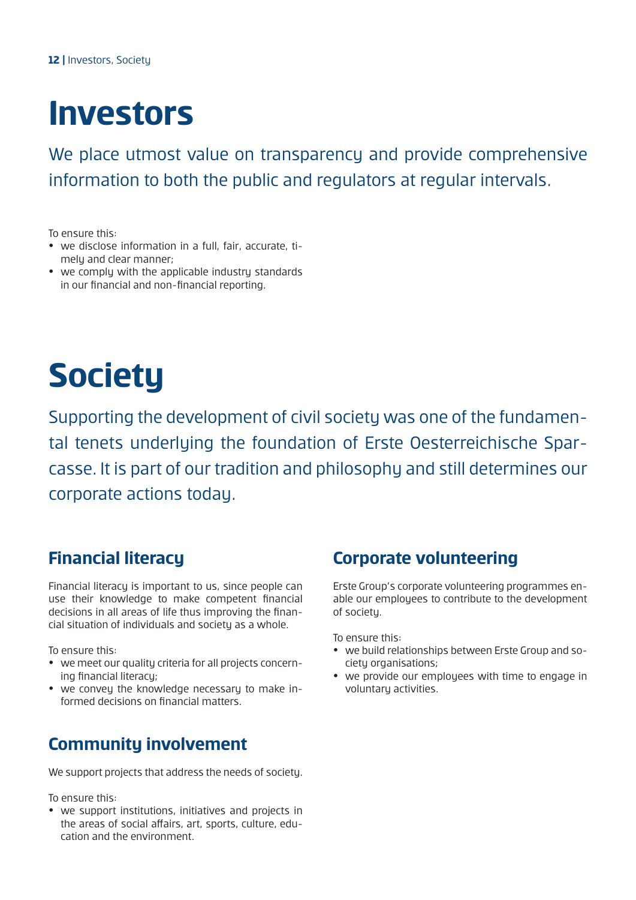# Investors

We place utmost value on transparency and provide comprehensive information to both the public and regulators at regular intervals.

To ensure this:

- we disclose information in a full, fair, accurate, timely and clear manner;
- we comply with the applicable industry standards in our financial and non-financial reporting.

# Society

Supporting the development of civil society was one of the fundamental tenets underlying the foundation of Erste Oesterreichische Sparcasse. It is part of our tradition and philosophy and still determines our corporate actions today.

## Financial literacy

Financial literacy is important to us, since people can use their knowledge to make competent financial decisions in all areas of life thus improving the financial situation of individuals and society as a whole.

To ensure this:

- we meet our quality criteria for all projects concerning financial literacy;
- we convey the knowledge necessary to make informed decisions on financial matters.

## Community involvement

We support projects that address the needs of society.

To ensure this:

- we support institutions, initiatives and projects in the areas of social affairs, art, sports, culture, education and the environment.

## Corporate volunteering

Erste Group's corporate volunteering programmes enable our employees to contribute to the development of society.

To ensure this:

- we build relationships between Erste Group and society organisations;
- we provide our employees with time to engage in voluntary activities.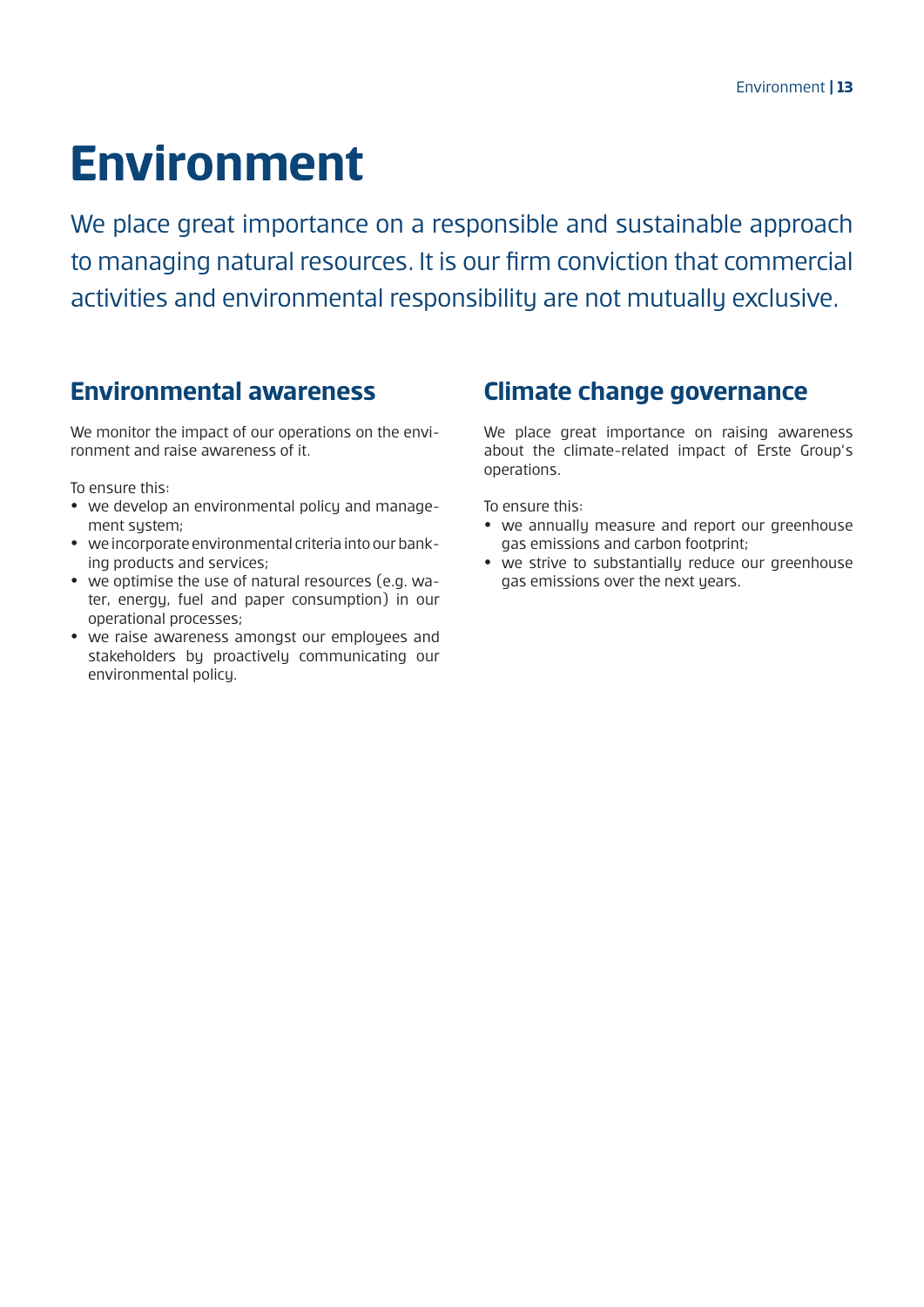# Environment

We place great importance on a responsible and sustainable approach to managing natural resources. It is our firm conviction that commercial activities and environmental responsibility are not mutually exclusive.

## Environmental awareness

We monitor the impact of our operations on the environment and raise awareness of it.

To ensure this:

- we develop an environmental policy and management system;
- we incorporate environmental criteria into our banking products and services;
- we optimise the use of natural resources (e.g. water, energy, fuel and paper consumption) in our operational processes;
- we raise awareness amongst our employees and stakeholders by proactively communicating our environmental policy.

## Climate change governance

We place great importance on raising awareness about the climate-related impact of Erste Group's operations.

To ensure this:

- we annually measure and report our greenhouse gas emissions and carbon footprint;
- we strive to substantially reduce our greenhouse gas emissions over the next years.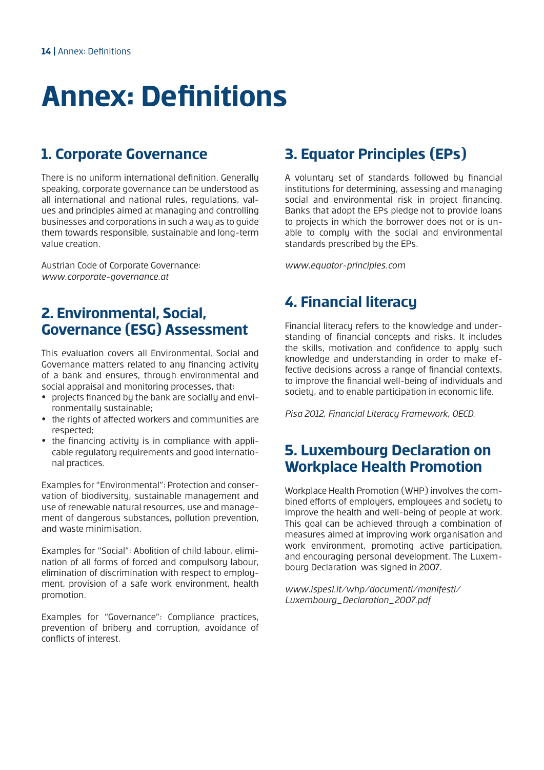# Annex: Definitions

## 1. Corporate Governance

There is no uniform international definition. Generally speaking, corporate governance can be understood as all international and national rules, regulations, values and principles aimed at managing and controlling businesses and corporations in such a way as to guide them towards responsible, sustainable and long-term value creation.

Austrian Code of Corporate Governance:
*www.corporate-governance.at*

## 2. Environmental, Social, Governance (ESG) Assessment

This evaluation covers all Environmental, Social and Governance matters related to any financing activity of a bank and ensures, through environmental and social appraisal and monitoring processes, that:

- projects financed by the bank are socially and environmentally sustainable;
- the rights of affected workers and communities are respected;
- the financing activity is in compliance with applicable regulatory requirements and good international practices.

Examples for "Environmental": Protection and conservation of biodiversity, sustainable management and use of renewable natural resources, use and management of dangerous substances, pollution prevention, and waste minimisation.

Examples for "Social": Abolition of child labour, elimination of all forms of forced and compulsory labour, elimination of discrimination with respect to employment, provision of a safe work environment, health promotion.

Examples for "Governance": Compliance practices, prevention of bribery and corruption, avoidance of conflicts of interest.

## 3. Equator Principles (EPs)

A voluntary set of standards followed by financial institutions for determining, assessing and managing social and environmental risk in project financing. Banks that adopt the EPs pledge not to provide loans to projects in which the borrower does not or is unable to comply with the social and environmental standards prescribed by the EPs.

*www.equator-principles.com*

## 4. Financial literacy

Financial literacy refers to the knowledge and understanding of financial concepts and risks. It includes the skills, motivation and confidence to apply such knowledge and understanding in order to make effective decisions across a range of financial contexts, to improve the financial well-being of individuals and society, and to enable participation in economic life.

*Pisa 2012, Financial Literacy Framework, OECD.*

## 5. Luxembourg Declaration on Workplace Health Promotion

Workplace Health Promotion (WHP) involves the combined efforts of employers, employees and society to improve the health and well-being of people at work. This goal can be achieved through a combination of measures aimed at improving work organisation and work environment, promoting active participation, and encouraging personal development. The Luxembourg Declaration was signed in 2007.

*www.ispesl.it/whp/documenti/manifesti/Luxembourg_Declaration_2007.pdf*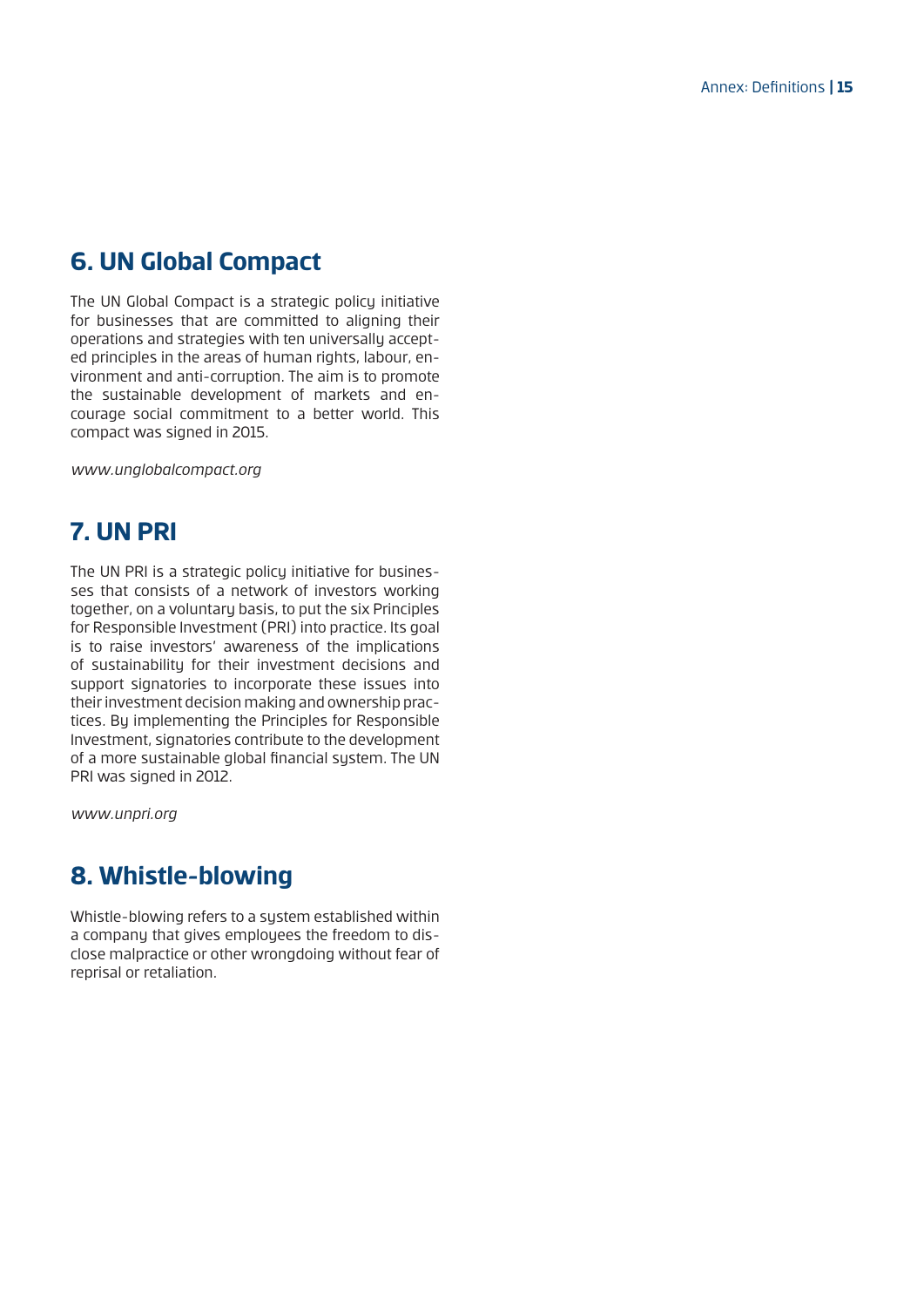## 6. UN Global Compact

The UN Global Compact is a strategic policy initiative for businesses that are committed to aligning their operations and strategies with ten universally accepted principles in the areas of human rights, labour, environment and anti-corruption. The aim is to promote the sustainable development of markets and encourage social commitment to a better world. This compact was signed in 2015.

*www.unglobalcompact.org*

## 7. UN PRI

The UN PRI is a strategic policy initiative for businesses that consists of a network of investors working together, on a voluntary basis, to put the six Principles for Responsible Investment (PRI) into practice. Its goal is to raise investors' awareness of the implications of sustainability for their investment decisions and support signatories to incorporate these issues into their investment decision making and ownership practices. By implementing the Principles for Responsible Investment, signatories contribute to the development of a more sustainable global financial system. The UN PRI was signed in 2012.

*www.unpri.org*

## 8. Whistle-blowing

Whistle-blowing refers to a system established within a company that gives employees the freedom to disclose malpractice or other wrongdoing without fear of reprisal or retaliation.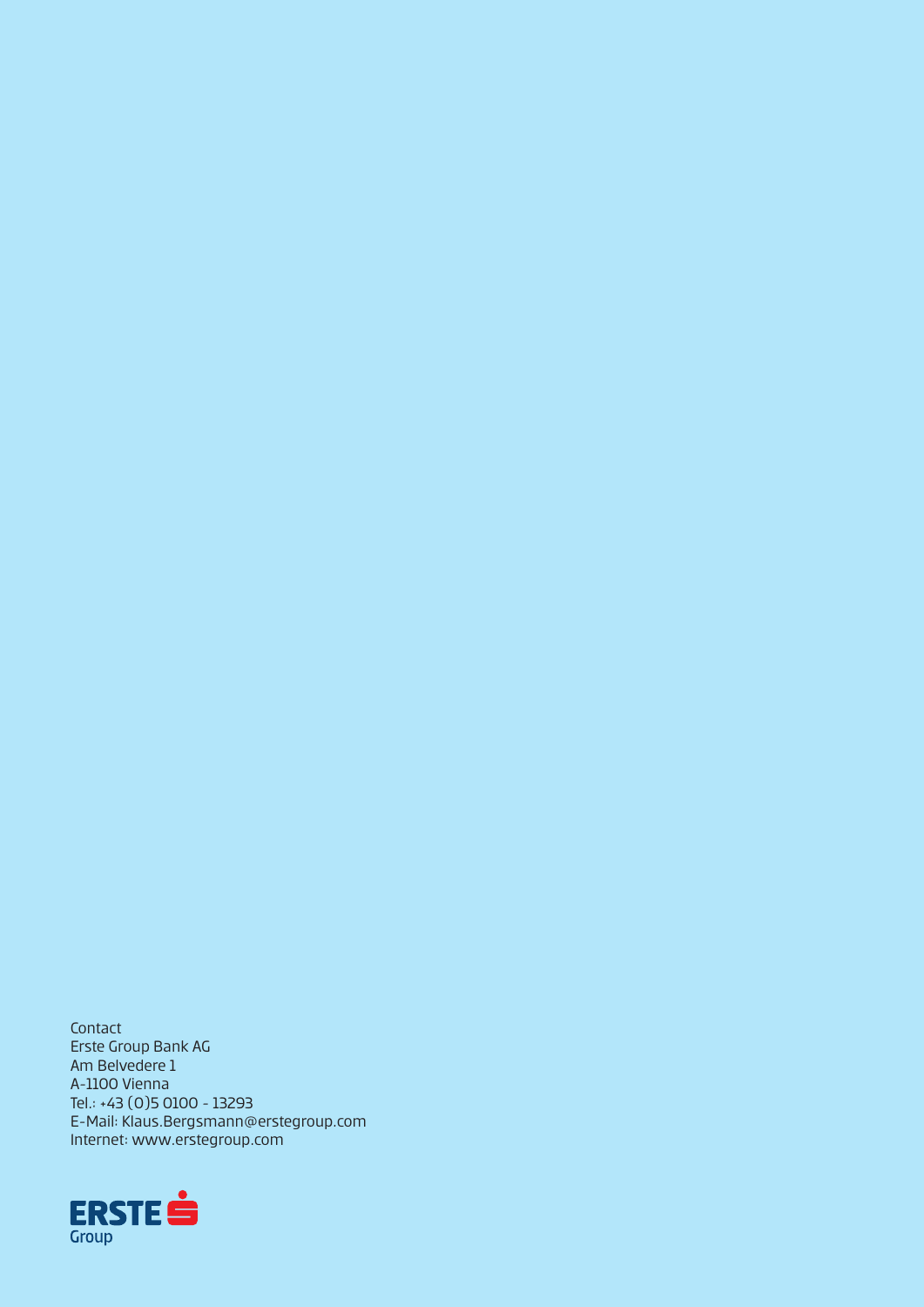Contact
Erste Group Bank AG
Am Belvedere 1
A-1100 Vienna
Tel.: +43 (0)5 0100 - 13293
E-Mail: Klaus.Bergsmann@erstegroup.com
Internet: www.erstegroup.com

ERSTE
Group